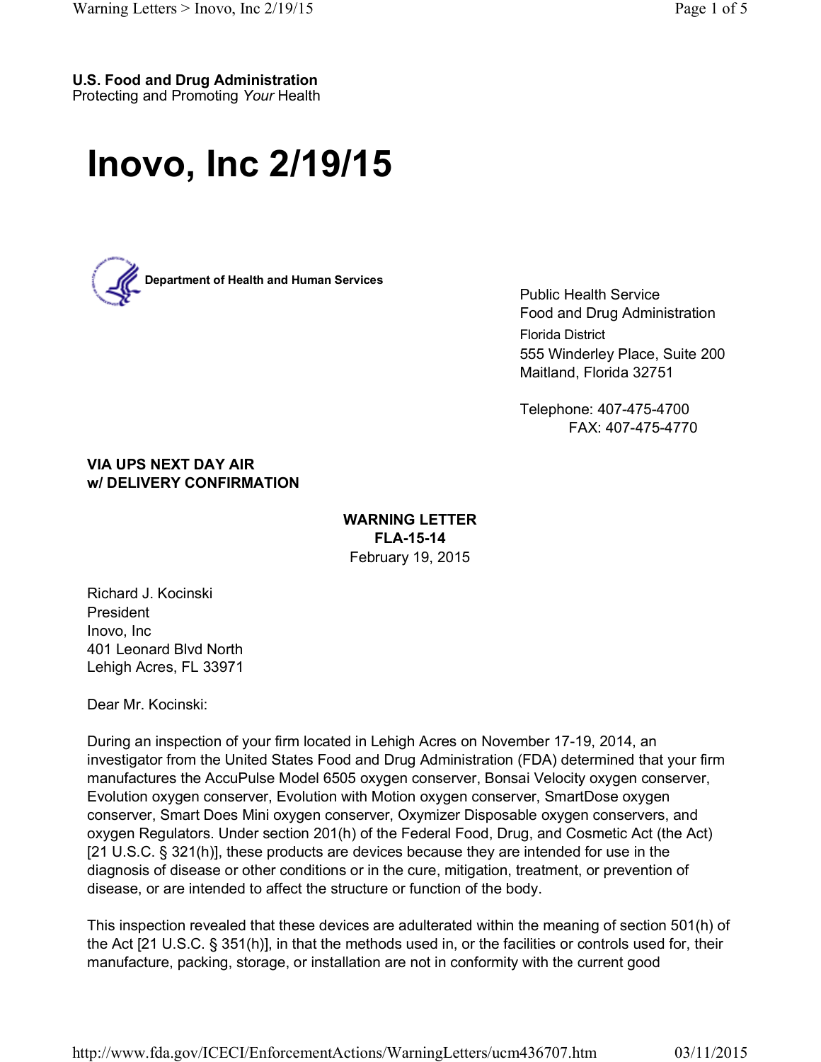**U.S. Food and Drug Administration**
Protecting and Promoting *Your* Health

# Inovo, Inc 2/19/15

**Department of Health and Human Services**

Public Health Service
Food and Drug Administration
Florida District
555 Winderley Place, Suite 200
Maitland, Florida 32751

Telephone: 407-475-4700
FAX: 407-475-4770

**VIA UPS NEXT DAY AIR**
**w/ DELIVERY CONFIRMATION**

**WARNING LETTER**
**FLA-15-14**
February 19, 2015

Richard J. Kocinski
President
Inovo, Inc
401 Leonard Blvd North
Lehigh Acres, FL 33971

Dear Mr. Kocinski:

During an inspection of your firm located in Lehigh Acres on November 17-19, 2014, an investigator from the United States Food and Drug Administration (FDA) determined that your firm manufactures the AccuPulse Model 6505 oxygen conserver, Bonsai Velocity oxygen conserver, Evolution oxygen conserver, Evolution with Motion oxygen conserver, SmartDose oxygen conserver, Smart Does Mini oxygen conserver, Oxymizer Disposable oxygen conservers, and oxygen Regulators. Under section 201(h) of the Federal Food, Drug, and Cosmetic Act (the Act) [21 U.S.C. § 321(h)], these products are devices because they are intended for use in the diagnosis of disease or other conditions or in the cure, mitigation, treatment, or prevention of disease, or are intended to affect the structure or function of the body.

This inspection revealed that these devices are adulterated within the meaning of section 501(h) of the Act [21 U.S.C. § 351(h)], in that the methods used in, or the facilities or controls used for, their manufacture, packing, storage, or installation are not in conformity with the current good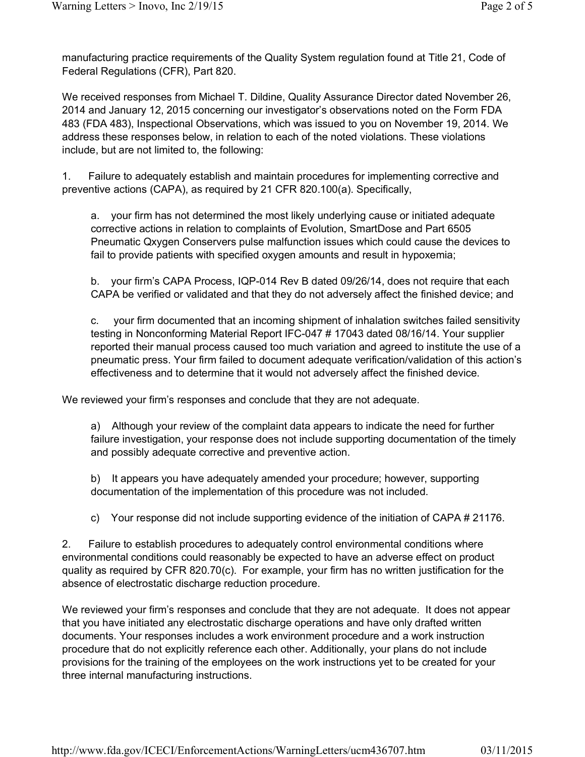manufacturing practice requirements of the Quality System regulation found at Title 21, Code of Federal Regulations (CFR), Part 820.

We received responses from Michael T. Dildine, Quality Assurance Director dated November 26, 2014 and January 12, 2015 concerning our investigator's observations noted on the Form FDA 483 (FDA 483), Inspectional Observations, which was issued to you on November 19, 2014. We address these responses below, in relation to each of the noted violations. These violations include, but are not limited to, the following:

1. Failure to adequately establish and maintain procedures for implementing corrective and preventive actions (CAPA), as required by 21 CFR 820.100(a). Specifically,

   a. your firm has not determined the most likely underlying cause or initiated adequate corrective actions in relation to complaints of Evolution, SmartDose and Part 6505 Pneumatic Qxygen Conservers pulse malfunction issues which could cause the devices to fail to provide patients with specified oxygen amounts and result in hypoxemia;

   b. your firm's CAPA Process, IQP-014 Rev B dated 09/26/14, does not require that each CAPA be verified or validated and that they do not adversely affect the finished device; and

   c. your firm documented that an incoming shipment of inhalation switches failed sensitivity testing in Nonconforming Material Report IFC-047 # 17043 dated 08/16/14. Your supplier reported their manual process caused too much variation and agreed to institute the use of a pneumatic press. Your firm failed to document adequate verification/validation of this action's effectiveness and to determine that it would not adversely affect the finished device.

We reviewed your firm's responses and conclude that they are not adequate.

   a) Although your review of the complaint data appears to indicate the need for further failure investigation, your response does not include supporting documentation of the timely and possibly adequate corrective and preventive action.

   b) It appears you have adequately amended your procedure; however, supporting documentation of the implementation of this procedure was not included.

   c) Your response did not include supporting evidence of the initiation of CAPA # 21176.

2. Failure to establish procedures to adequately control environmental conditions where environmental conditions could reasonably be expected to have an adverse effect on product quality as required by CFR 820.70(c). For example, your firm has no written justification for the absence of electrostatic discharge reduction procedure.

We reviewed your firm's responses and conclude that they are not adequate. It does not appear that you have initiated any electrostatic discharge operations and have only drafted written documents. Your responses includes a work environment procedure and a work instruction procedure that do not explicitly reference each other. Additionally, your plans do not include provisions for the training of the employees on the work instructions yet to be created for your three internal manufacturing instructions.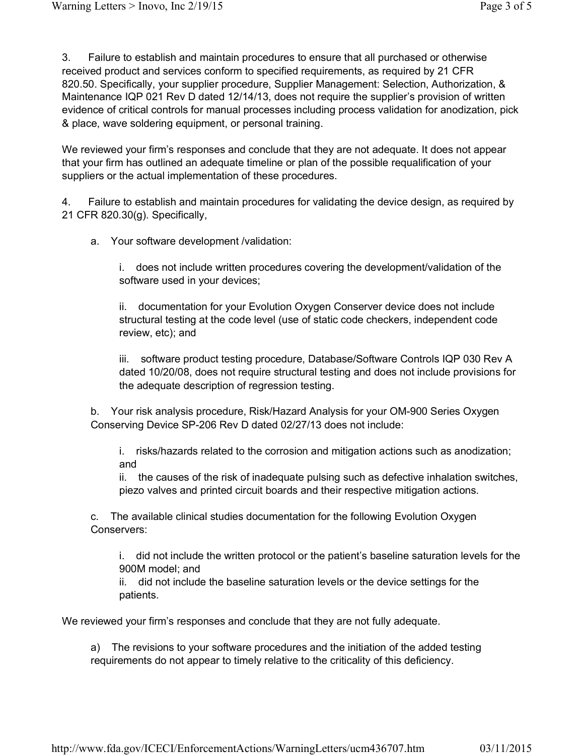3. Failure to establish and maintain procedures to ensure that all purchased or otherwise received product and services conform to specified requirements, as required by 21 CFR 820.50. Specifically, your supplier procedure, Supplier Management: Selection, Authorization, & Maintenance IQP 021 Rev D dated 12/14/13, does not require the supplier's provision of written evidence of critical controls for manual processes including process validation for anodization, pick & place, wave soldering equipment, or personal training.

We reviewed your firm's responses and conclude that they are not adequate. It does not appear that your firm has outlined an adequate timeline or plan of the possible requalification of your suppliers or the actual implementation of these procedures.

4. Failure to establish and maintain procedures for validating the device design, as required by 21 CFR 820.30(g). Specifically,

a. Your software development /validation:

i. does not include written procedures covering the development/validation of the software used in your devices;

ii. documentation for your Evolution Oxygen Conserver device does not include structural testing at the code level (use of static code checkers, independent code review, etc); and

iii. software product testing procedure, Database/Software Controls IQP 030 Rev A dated 10/20/08, does not require structural testing and does not include provisions for the adequate description of regression testing.

b. Your risk analysis procedure, Risk/Hazard Analysis for your OM-900 Series Oxygen Conserving Device SP-206 Rev D dated 02/27/13 does not include:

i. risks/hazards related to the corrosion and mitigation actions such as anodization; and
ii. the causes of the risk of inadequate pulsing such as defective inhalation switches, piezo valves and printed circuit boards and their respective mitigation actions.

c. The available clinical studies documentation for the following Evolution Oxygen Conservers:

i. did not include the written protocol or the patient's baseline saturation levels for the 900M model; and
ii. did not include the baseline saturation levels or the device settings for the patients.

We reviewed your firm's responses and conclude that they are not fully adequate.

a) The revisions to your software procedures and the initiation of the added testing requirements do not appear to timely relative to the criticality of this deficiency.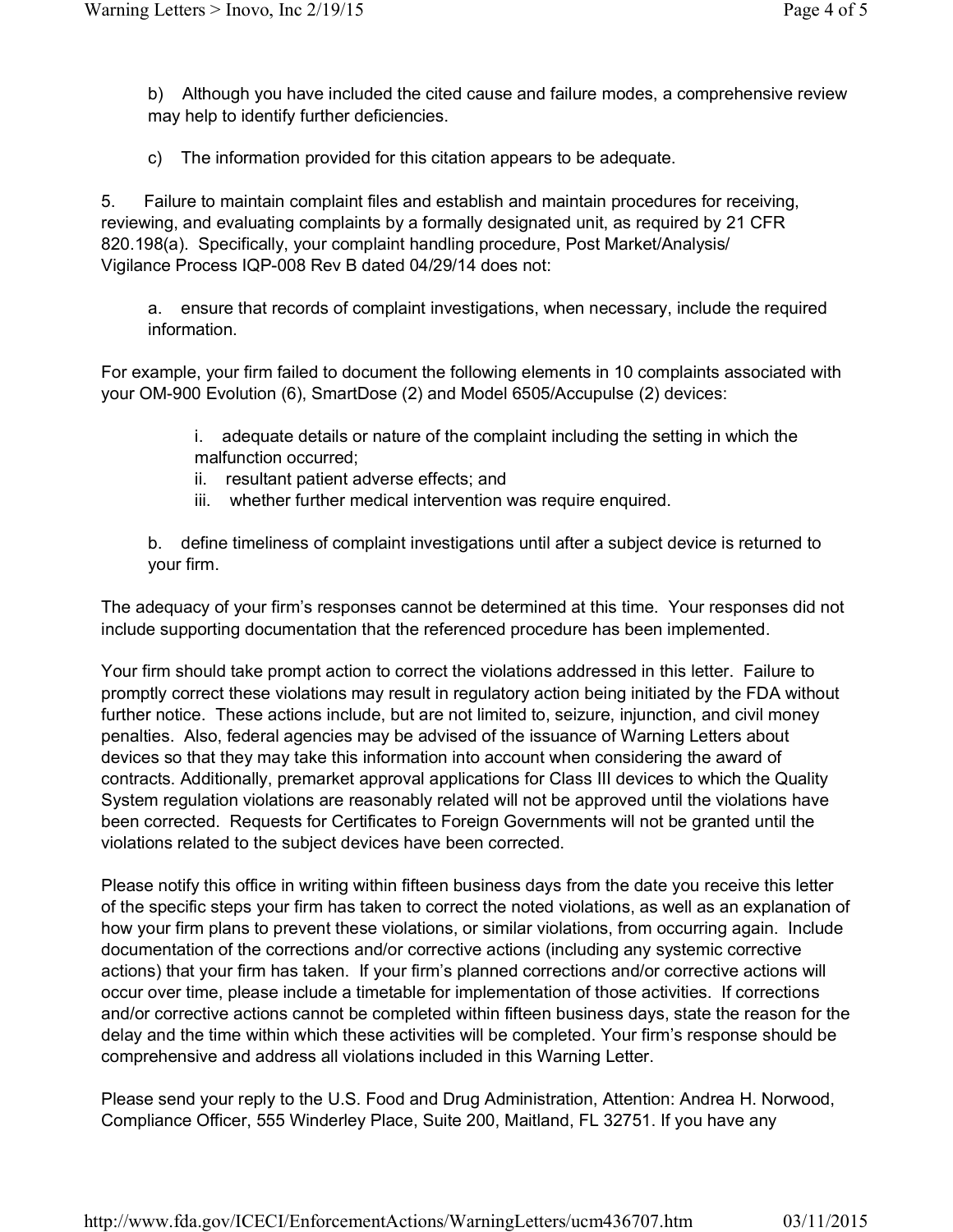b) Although you have included the cited cause and failure modes, a comprehensive review may help to identify further deficiencies.

c) The information provided for this citation appears to be adequate.

5. Failure to maintain complaint files and establish and maintain procedures for receiving, reviewing, and evaluating complaints by a formally designated unit, as required by 21 CFR 820.198(a). Specifically, your complaint handling procedure, Post Market/Analysis/ Vigilance Process IQP-008 Rev B dated 04/29/14 does not:

a. ensure that records of complaint investigations, when necessary, include the required information.

For example, your firm failed to document the following elements in 10 complaints associated with your OM-900 Evolution (6), SmartDose (2) and Model 6505/Accupulse (2) devices:

i. adequate details or nature of the complaint including the setting in which the malfunction occurred;
ii. resultant patient adverse effects; and
iii. whether further medical intervention was require enquired.

b. define timeliness of complaint investigations until after a subject device is returned to your firm.

The adequacy of your firm's responses cannot be determined at this time. Your responses did not include supporting documentation that the referenced procedure has been implemented.

Your firm should take prompt action to correct the violations addressed in this letter. Failure to promptly correct these violations may result in regulatory action being initiated by the FDA without further notice. These actions include, but are not limited to, seizure, injunction, and civil money penalties. Also, federal agencies may be advised of the issuance of Warning Letters about devices so that they may take this information into account when considering the award of contracts. Additionally, premarket approval applications for Class III devices to which the Quality System regulation violations are reasonably related will not be approved until the violations have been corrected. Requests for Certificates to Foreign Governments will not be granted until the violations related to the subject devices have been corrected.

Please notify this office in writing within fifteen business days from the date you receive this letter of the specific steps your firm has taken to correct the noted violations, as well as an explanation of how your firm plans to prevent these violations, or similar violations, from occurring again. Include documentation of the corrections and/or corrective actions (including any systemic corrective actions) that your firm has taken. If your firm's planned corrections and/or corrective actions will occur over time, please include a timetable for implementation of those activities. If corrections and/or corrective actions cannot be completed within fifteen business days, state the reason for the delay and the time within which these activities will be completed. Your firm's response should be comprehensive and address all violations included in this Warning Letter.

Please send your reply to the U.S. Food and Drug Administration, Attention: Andrea H. Norwood, Compliance Officer, 555 Winderley Place, Suite 200, Maitland, FL 32751. If you have any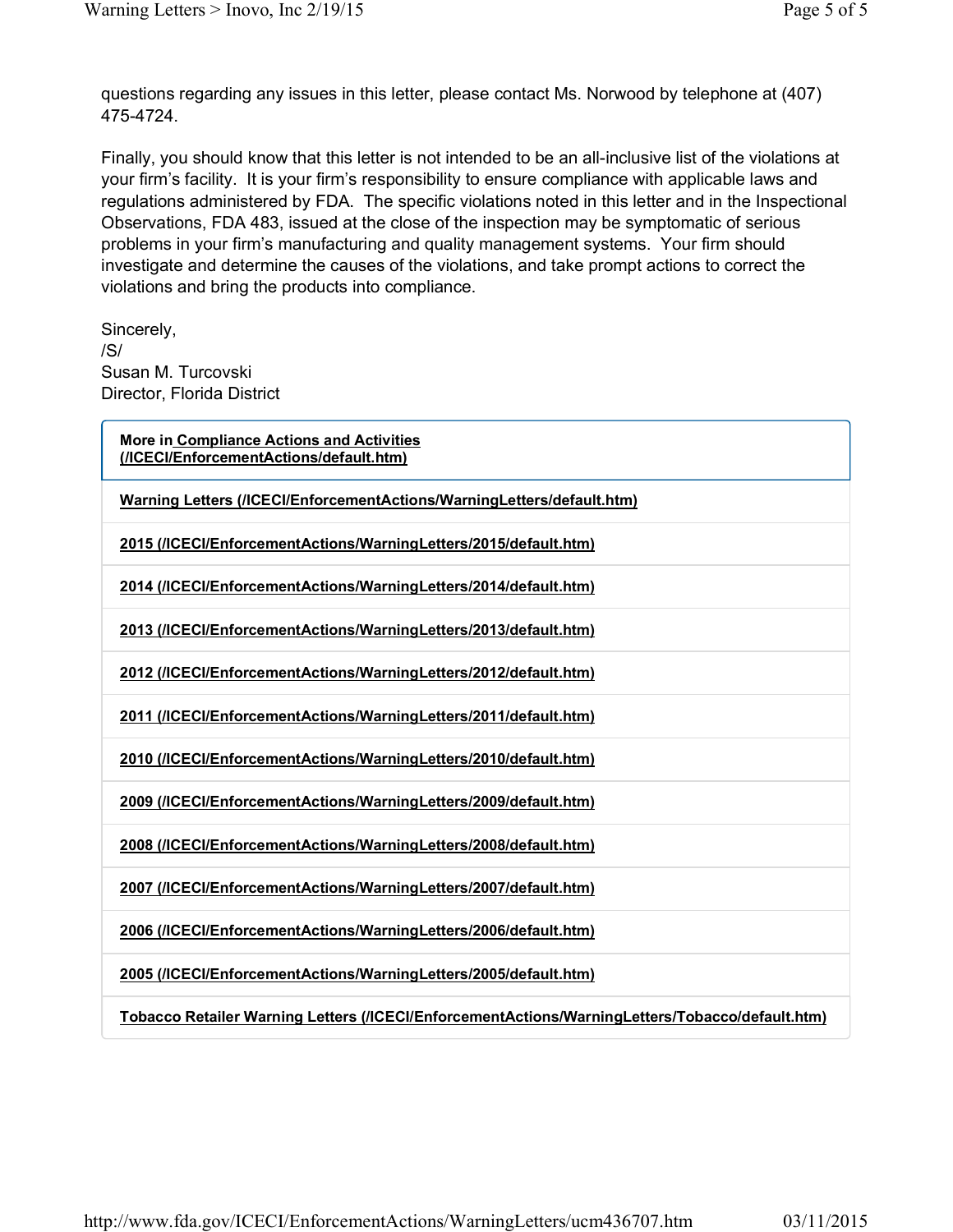questions regarding any issues in this letter, please contact Ms. Norwood by telephone at (407) 475-4724.

Finally, you should know that this letter is not intended to be an all-inclusive list of the violations at your firm's facility. It is your firm's responsibility to ensure compliance with applicable laws and regulations administered by FDA. The specific violations noted in this letter and in the Inspectional Observations, FDA 483, issued at the close of the inspection may be symptomatic of serious problems in your firm's manufacturing and quality management systems. Your firm should investigate and determine the causes of the violations, and take prompt actions to correct the violations and bring the products into compliance.

Sincerely,
/S/
Susan M. Turcovski
Director, Florida District

**More in Compliance Actions and Activities (/ICECI/EnforcementActions/default.htm)**

**Warning Letters (/ICECI/EnforcementActions/WarningLetters/default.htm)**

**2015 (/ICECI/EnforcementActions/WarningLetters/2015/default.htm)**

**2014 (/ICECI/EnforcementActions/WarningLetters/2014/default.htm)**

**2013 (/ICECI/EnforcementActions/WarningLetters/2013/default.htm)**

**2012 (/ICECI/EnforcementActions/WarningLetters/2012/default.htm)**

**2011 (/ICECI/EnforcementActions/WarningLetters/2011/default.htm)**

**2010 (/ICECI/EnforcementActions/WarningLetters/2010/default.htm)**

**2009 (/ICECI/EnforcementActions/WarningLetters/2009/default.htm)**

**2008 (/ICECI/EnforcementActions/WarningLetters/2008/default.htm)**

**2007 (/ICECI/EnforcementActions/WarningLetters/2007/default.htm)**

**2006 (/ICECI/EnforcementActions/WarningLetters/2006/default.htm)**

**2005 (/ICECI/EnforcementActions/WarningLetters/2005/default.htm)**

**Tobacco Retailer Warning Letters (/ICECI/EnforcementActions/WarningLetters/Tobacco/default.htm)**